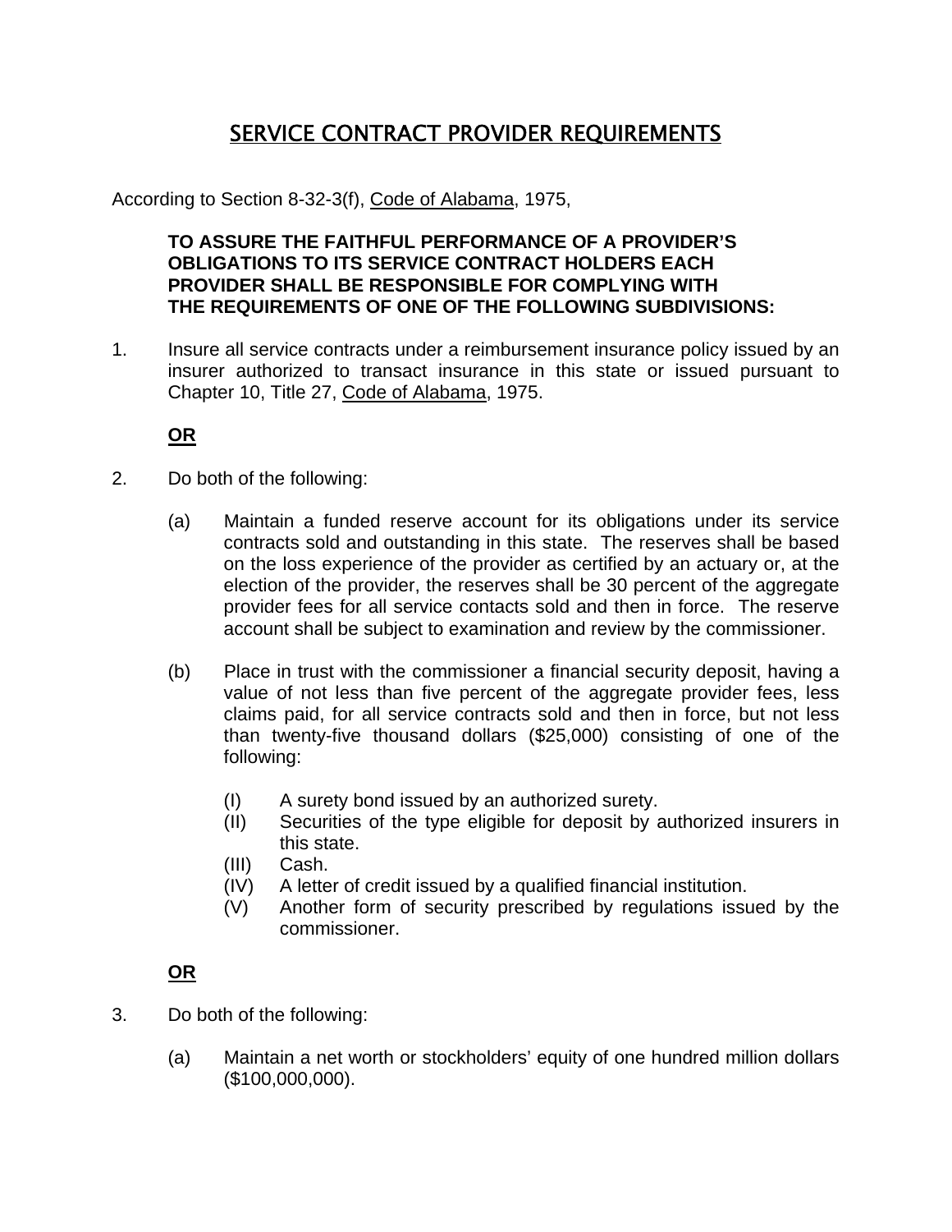# SERVICE CONTRACT PROVIDER REQUIREMENTS

According to Section 8-32-3(f), Code of Alabama, 1975,

**TO ASSURE THE FAITHFUL PERFORMANCE OF A PROVIDER'S OBLIGATIONS TO ITS SERVICE CONTRACT HOLDERS EACH PROVIDER SHALL BE RESPONSIBLE FOR COMPLYING WITH THE REQUIREMENTS OF ONE OF THE FOLLOWING SUBDIVISIONS:**

1. Insure all service contracts under a reimbursement insurance policy issued by an insurer authorized to transact insurance in this state or issued pursuant to Chapter 10, Title 27, Code of Alabama, 1975.

   **OR**

2. Do both of the following:

   (a) Maintain a funded reserve account for its obligations under its service contracts sold and outstanding in this state. The reserves shall be based on the loss experience of the provider as certified by an actuary or, at the election of the provider, the reserves shall be 30 percent of the aggregate provider fees for all service contacts sold and then in force. The reserve account shall be subject to examination and review by the commissioner.

   (b) Place in trust with the commissioner a financial security deposit, having a value of not less than five percent of the aggregate provider fees, less claims paid, for all service contracts sold and then in force, but not less than twenty-five thousand dollars ($25,000) consisting of one of the following:

      (I) A surety bond issued by an authorized surety.
      (II) Securities of the type eligible for deposit by authorized insurers in this state.
      (III) Cash.
      (IV) A letter of credit issued by a qualified financial institution.
      (V) Another form of security prescribed by regulations issued by the commissioner.

   **OR**

3. Do both of the following:

   (a) Maintain a net worth or stockholders' equity of one hundred million dollars ($100,000,000).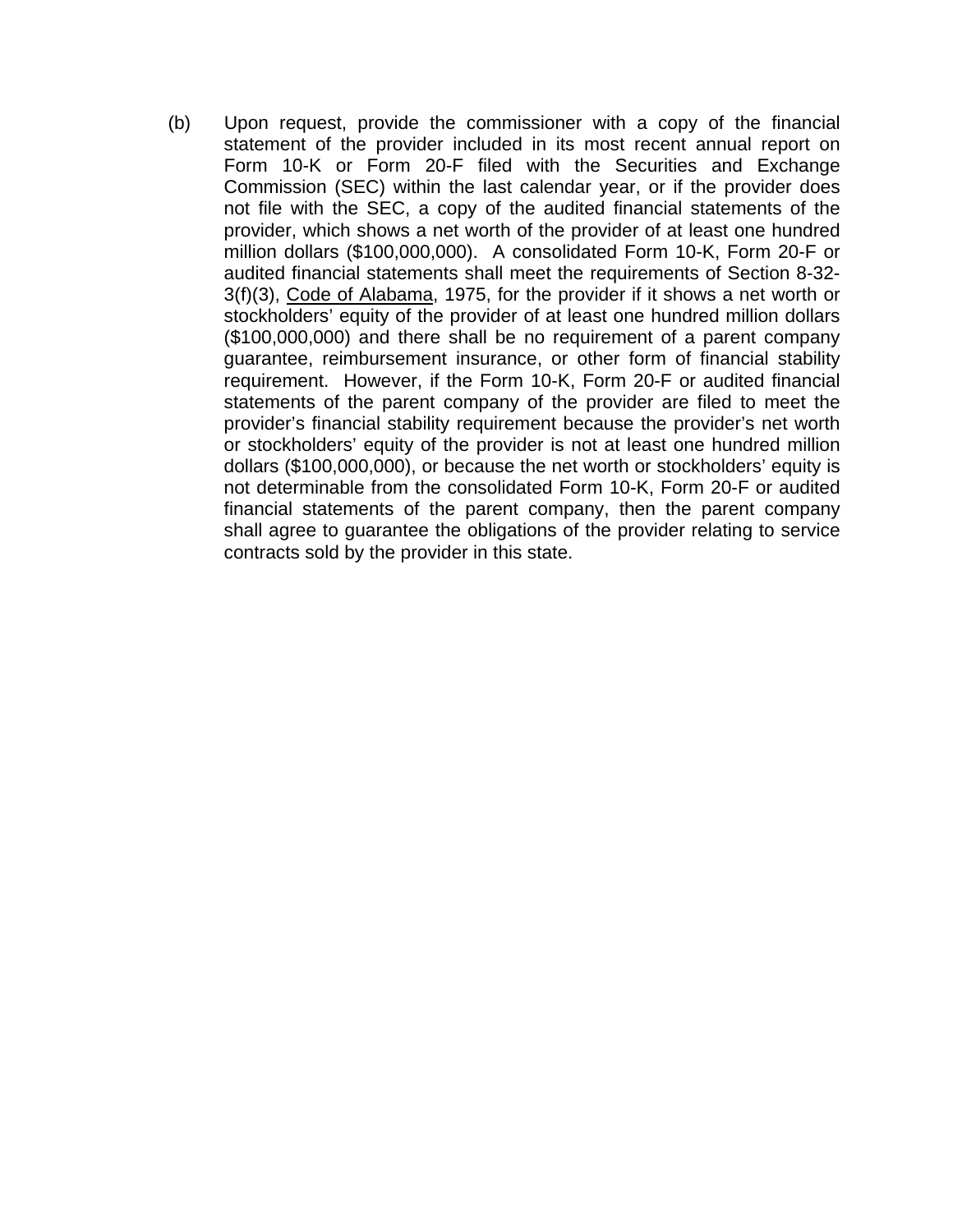(b) Upon request, provide the commissioner with a copy of the financial statement of the provider included in its most recent annual report on Form 10-K or Form 20-F filed with the Securities and Exchange Commission (SEC) within the last calendar year, or if the provider does not file with the SEC, a copy of the audited financial statements of the provider, which shows a net worth of the provider of at least one hundred million dollars ($100,000,000). A consolidated Form 10-K, Form 20-F or audited financial statements shall meet the requirements of Section 8-32-3(f)(3), Code of Alabama, 1975, for the provider if it shows a net worth or stockholders' equity of the provider of at least one hundred million dollars ($100,000,000) and there shall be no requirement of a parent company guarantee, reimbursement insurance, or other form of financial stability requirement. However, if the Form 10-K, Form 20-F or audited financial statements of the parent company of the provider are filed to meet the provider's financial stability requirement because the provider's net worth or stockholders' equity of the provider is not at least one hundred million dollars ($100,000,000), or because the net worth or stockholders' equity is not determinable from the consolidated Form 10-K, Form 20-F or audited financial statements of the parent company, then the parent company shall agree to guarantee the obligations of the provider relating to service contracts sold by the provider in this state.